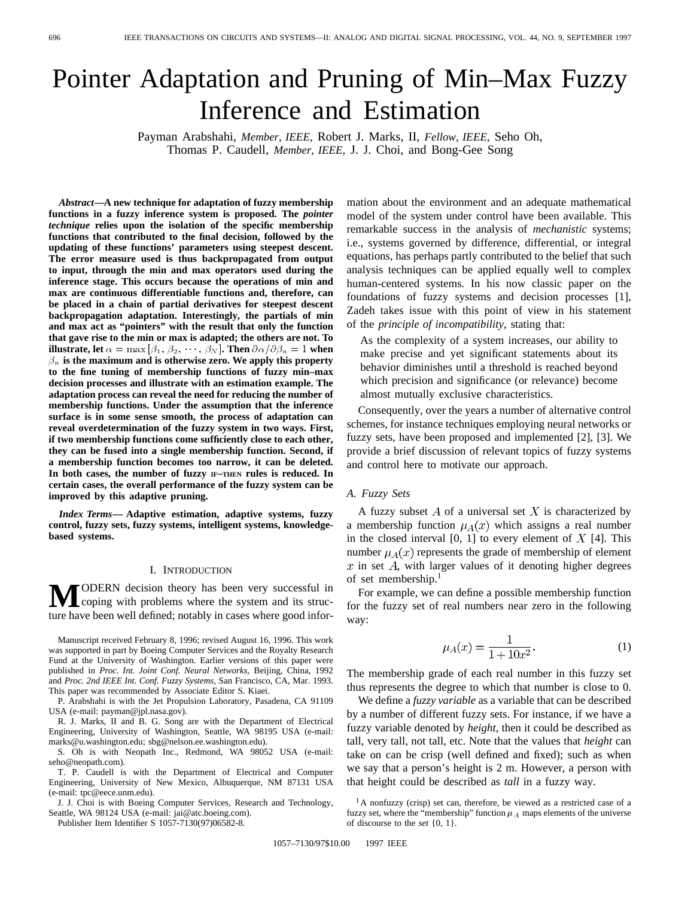# Pointer Adaptation and Pruning of Min–Max Fuzzy Inference and Estimation

Payman Arabshahi, *Member, IEEE*, Robert J. Marks, II, *Fellow, IEEE*, Seho Oh, Thomas P. Caudell, *Member, IEEE*, J. J. Choi, and Bong-Gee Song

***Abstract*—A new technique for adaptation of fuzzy membership functions in a fuzzy inference system is proposed. The *pointer technique* relies upon the isolation of the specific membership functions that contributed to the final decision, followed by the updating of these functions' parameters using steepest descent. The error measure used is thus backpropagated from output to input, through the min and max operators used during the inference stage. This occurs because the operations of min and max are continuous differentiable functions and, therefore, can be placed in a chain of partial derivatives for steepest descent backpropagation adaptation. Interestingly, the partials of min and max act as "pointers" with the result that only the function that gave rise to the min or max is adapted; the others are not. To illustrate, let $\alpha = \max[\beta_1, \beta_2, \cdots, \beta_N]$. Then $\partial\alpha/\partial\beta_n = 1$ when $\beta_n$ is the maximum and is otherwise zero. We apply this property to the fine tuning of membership functions of fuzzy min–max decision processes and illustrate with an estimation example. The adaptation process can reveal the need for reducing the number of membership functions. Under the assumption that the inference surface is in some sense smooth, the process of adaptation can reveal overdetermination of the fuzzy system in two ways. First, if two membership functions come sufficiently close to each other, they can be fused into a single membership function. Second, if a membership function becomes too narrow, it can be deleted. In both cases, the number of fuzzy IF–THEN rules is reduced. In certain cases, the overall performance of the fuzzy system can be improved by this adaptive pruning.**

***Index Terms*— Adaptive estimation, adaptive systems, fuzzy control, fuzzy sets, fuzzy systems, intelligent systems, knowledge-based systems.**

## I. Introduction

MODERN decision theory has been very successful in coping with problems where the system and its structure have been well defined; notably in cases where good information about the environment and an adequate mathematical model of the system under control have been available. This remarkable success in the analysis of *mechanistic* systems; i.e., systems governed by difference, differential, or integral equations, has perhaps partly contributed to the belief that such analysis techniques can be applied equally well to complex human-centered systems. In his now classic paper on the foundations of fuzzy systems and decision processes [1], Zadeh takes issue with this point of view in his statement of the *principle of incompatibility*, stating that:

> As the complexity of a system increases, our ability to make precise and yet significant statements about its behavior diminishes until a threshold is reached beyond which precision and significance (or relevance) become almost mutually exclusive characteristics.

Consequently, over the years a number of alternative control schemes, for instance techniques employing neural networks or fuzzy sets, have been proposed and implemented [2], [3]. We provide a brief discussion of relevant topics of fuzzy systems and control here to motivate our approach.

### A. Fuzzy Sets

A fuzzy subset $A$ of a universal set $X$ is characterized by a membership function $\mu_A(x)$ which assigns a real number in the closed interval [0, 1] to every element of $X$ [4]. This number $\mu_A(x)$ represents the grade of membership of element $x$ in set $A$, with larger values of it denoting higher degrees of set membership.[1]

For example, we can define a possible membership function for the fuzzy set of real numbers near zero in the following way:

$$\mu_A(x) = \frac{1}{1 + 10x^2}. \tag{1}$$

The membership grade of each real number in this fuzzy set thus represents the degree to which that number is close to 0.

We define a *fuzzy variable* as a variable that can be described by a number of different fuzzy sets. For instance, if we have a fuzzy variable denoted by *height*, then it could be described as tall, very tall, not tall, etc. Note that the values that *height* can take on can be crisp (well defined and fixed); such as when we say that a person's height is 2 m. However, a person with that height could be described as *tall* in a fuzzy way.

[1] A nonfuzzy (crisp) set can, therefore, be viewed as a restricted case of a fuzzy set, where the "membership" function $\mu_A$ maps elements of the universe of discourse to the *set* {0, 1}.

Manuscript received February 8, 1996; revised August 16, 1996. This work was supported in part by Boeing Computer Services and the Royalty Research Fund at the University of Washington. Earlier versions of this paper were published in *Proc. Int. Joint Conf. Neural Networks*, Beijing, China, 1992 and *Proc. 2nd IEEE Int. Conf. Fuzzy Systems*, San Francisco, CA, Mar. 1993. This paper was recommended by Associate Editor S. Kiaei.

P. Arabshahi is with the Jet Propulsion Laboratory, Pasadena, CA 91109 USA (e-mail: payman@jpl.nasa.gov).

R. J. Marks, II and B. G. Song are with the Department of Electrical Engineering, University of Washington, Seattle, WA 98195 USA (e-mail: marks@u.washington.edu; sbg@nelson.ee.washington.edu).

S. Oh is with Neopath Inc., Redmond, WA 98052 USA (e-mail: seho@neopath.com).

T. P. Caudell is with the Department of Electrical and Computer Engineering, University of New Mexico, Albuquerque, NM 87131 USA (e-mail: tpc@eece.unm.edu).

J. J. Choi is with Boeing Computer Services, Research and Technology, Seattle, WA 98124 USA (e-mail: jai@atc.boeing.com).

Publisher Item Identifier S 1057-7130(97)06582-8.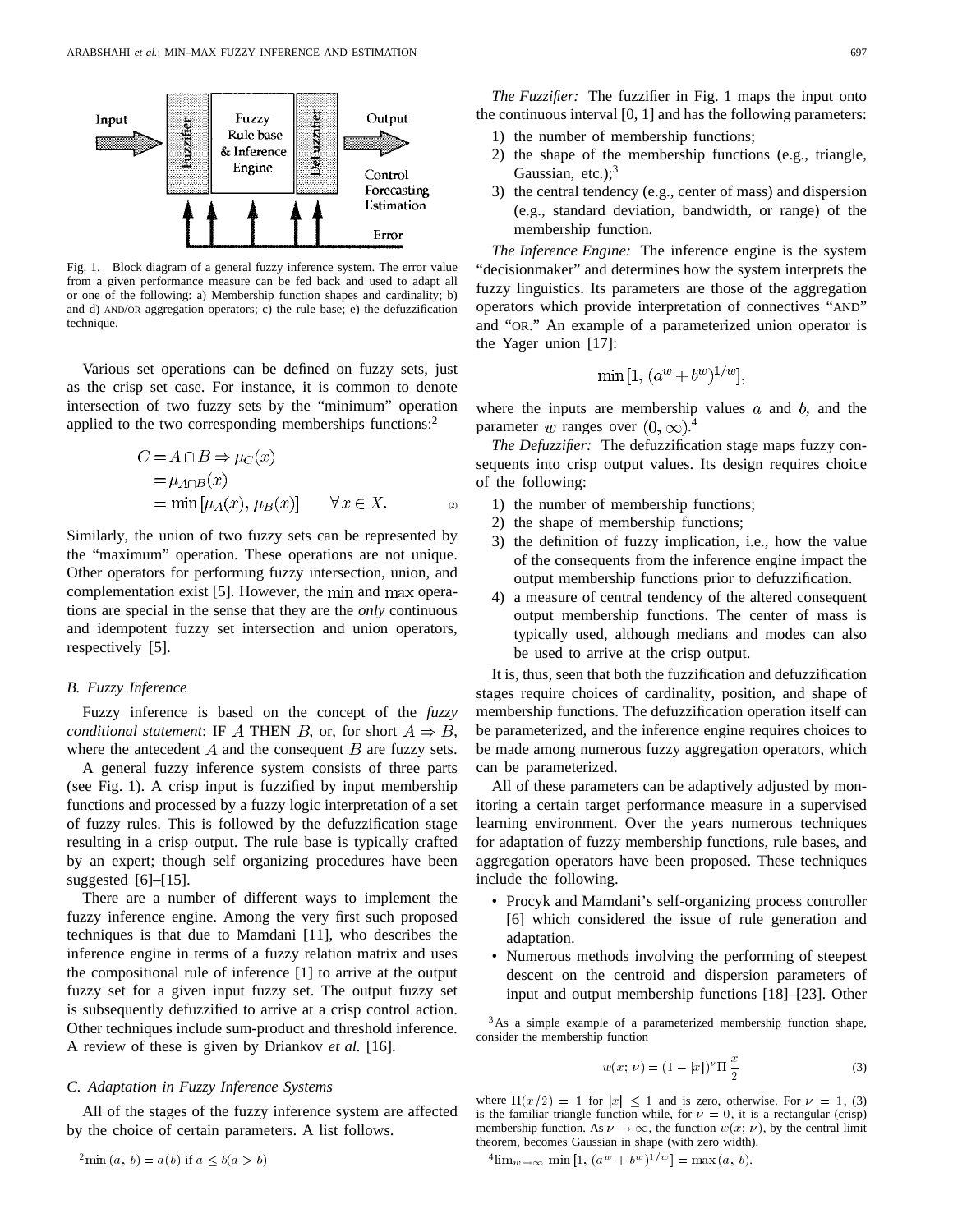Fig. 1. Block diagram of a general fuzzy inference system. The error value from a given performance measure can be fed back and used to adapt all or one of the following: a) Membership function shapes and cardinality; b) and d) AND/OR aggregation operators; c) the rule base; e) the defuzzification technique.

Various set operations can be defined on fuzzy sets, just as the crisp set case. For instance, it is common to denote intersection of two fuzzy sets by the "minimum" operation applied to the two corresponding memberships functions:[2]

$$
\begin{aligned}
C = A \cap B \Rightarrow \mu_C(x) \\
= \mu_{A \cap B}(x) \\
= \min[\mu_A(x), \mu_B(x)] \qquad \forall x \in X.
\end{aligned}
\tag{2}
$$

Similarly, the union of two fuzzy sets can be represented by the "maximum" operation. These operations are not unique. Other operators for performing fuzzy intersection, union, and complementation exist [5]. However, the $\min$ and $\max$ operations are special in the sense that they are the *only* continuous and idempotent fuzzy set intersection and union operators, respectively [5].

### B. Fuzzy Inference

Fuzzy inference is based on the concept of the *fuzzy conditional statement*: IF $A$ THEN $B$, or, for short $A \Rightarrow B$, where the antecedent $A$ and the consequent $B$ are fuzzy sets.

A general fuzzy inference system consists of three parts (see Fig. 1). A crisp input is fuzzified by input membership functions and processed by a fuzzy logic interpretation of a set of fuzzy rules. This is followed by the defuzzification stage resulting in a crisp output. The rule base is typically crafted by an expert; though self organizing procedures have been suggested [6]–[15].

There are a number of different ways to implement the fuzzy inference engine. Among the very first such proposed techniques is that due to Mamdani [11], who describes the inference engine in terms of a fuzzy relation matrix and uses the compositional rule of inference [1] to arrive at the output fuzzy set for a given input fuzzy set. The output fuzzy set is subsequently defuzzified to arrive at a crisp control action. Other techniques include sum-product and threshold inference. A review of these is given by Driankov *et al.* [16].

### C. Adaptation in Fuzzy Inference Systems

All of the stages of the fuzzy inference system are affected by the choice of certain parameters. A list follows.

*The Fuzzifier:* The fuzzifier in Fig. 1 maps the input onto the continuous interval [0, 1] and has the following parameters:

1) the number of membership functions;
2) the shape of the membership functions (e.g., triangle, Gaussian, etc.);[3]
3) the central tendency (e.g., center of mass) and dispersion (e.g., standard deviation, bandwidth, or range) of the membership function.

*The Inference Engine:* The inference engine is the system "decisionmaker" and determines how the system interprets the fuzzy linguistics. Its parameters are those of the aggregation operators which provide interpretation of connectives "AND" and "OR." An example of a parameterized union operator is the Yager union [17]:

$$\min[1, (a^w + b^w)^{1/w}],$$

where the inputs are membership values $a$ and $b$, and the parameter $w$ ranges over $(0, \infty)$.[4]

*The Defuzzifier:* The defuzzification stage maps fuzzy consequents into crisp output values. Its design requires choice of the following:

1) the number of membership functions;
2) the shape of membership functions;
3) the definition of fuzzy implication, i.e., how the value of the consequents from the inference engine impact the output membership functions prior to defuzzification.
4) a measure of central tendency of the altered consequent output membership functions. The center of mass is typically used, although medians and modes can also be used to arrive at the crisp output.

It is, thus, seen that both the fuzzification and defuzzification stages require choices of cardinality, position, and shape of membership functions. The defuzzification operation itself can be parameterized, and the inference engine requires choices to be made among numerous fuzzy aggregation operators, which can be parameterized.

All of these parameters can be adaptively adjusted by monitoring a certain target performance measure in a supervised learning environment. Over the years numerous techniques for adaptation of fuzzy membership functions, rule bases, and aggregation operators have been proposed. These techniques include the following.

- Procyk and Mamdani's self-organizing process controller [6] which considered the issue of rule generation and adaptation.
- Numerous methods involving the performing of steepest descent on the centroid and dispersion parameters of input and output membership functions [18]–[23]. Other

[2] $\min(a, b) = a(b)$ if $a \leq b(a > b)$

[3] As a simple example of a parameterized membership function shape, consider the membership function

$$w(x; \nu) = (1 - |x|)^\nu \Pi \frac{x}{2} \tag{3}$$

where $\Pi(x/2) = 1$ for $|x| \leq 1$ and is zero, otherwise. For $\nu = 1$, (3) is the familiar triangle function while, for $\nu = 0$, it is a rectangular (crisp) membership function. As $\nu \to \infty$, the function $w(x; \nu)$, by the central limit theorem, becomes Gaussian in shape (with zero width).

[4] $\lim_{w \to \infty} \min[1, (a^w + b^w)^{1/w}] = \max(a, b)$.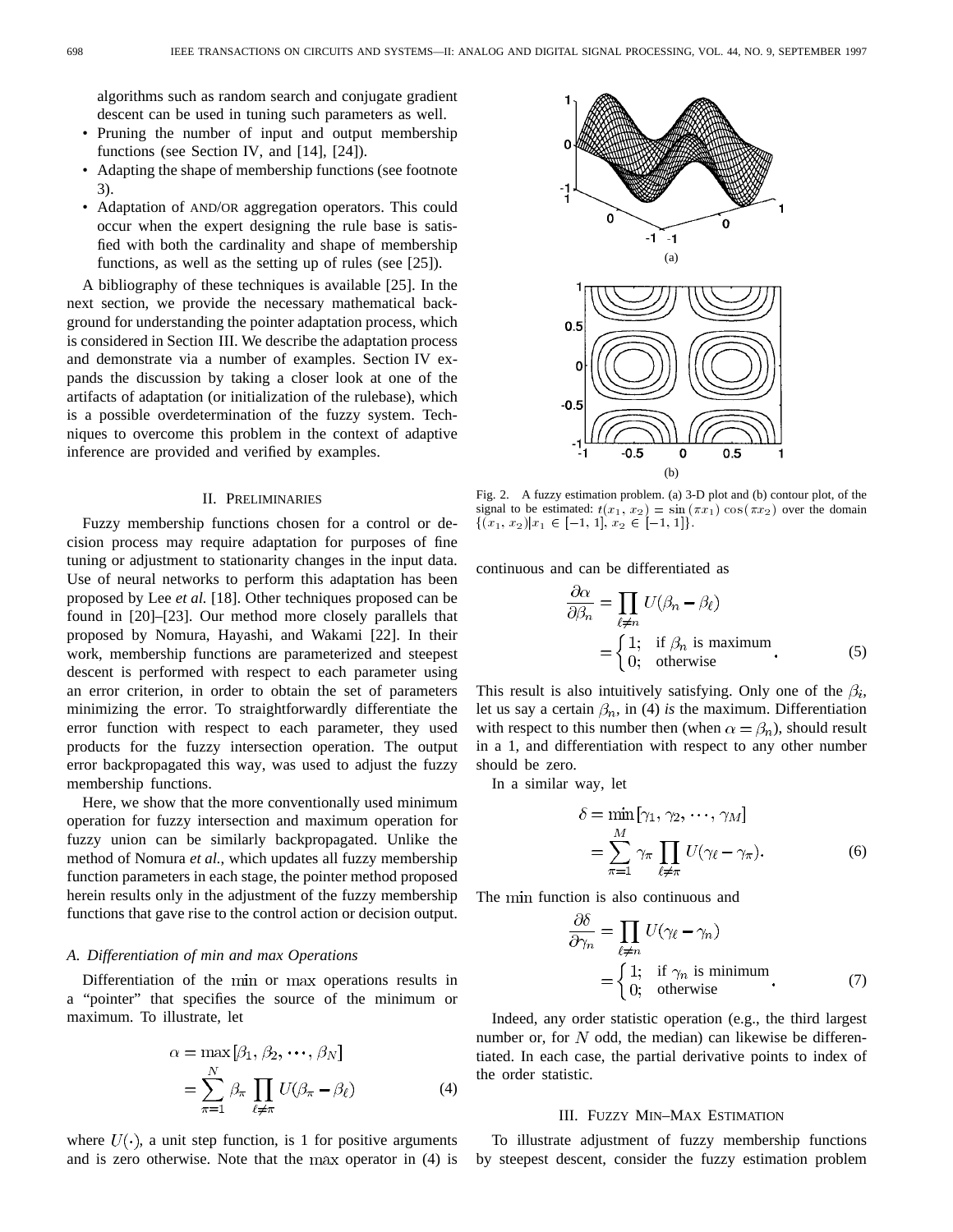algorithms such as random search and conjugate gradient descent can be used in tuning such parameters as well.

- Pruning the number of input and output membership functions (see Section IV, and [14], [24]).
- Adapting the shape of membership functions (see footnote 3).
- Adaptation of AND/OR aggregation operators. This could occur when the expert designing the rule base is satisfied with both the cardinality and shape of membership functions, as well as the setting up of rules (see [25]).

A bibliography of these techniques is available [25]. In the next section, we provide the necessary mathematical background for understanding the pointer adaptation process, which is considered in Section III. We describe the adaptation process and demonstrate via a number of examples. Section IV expands the discussion by taking a closer look at one of the artifacts of adaptation (or initialization of the rulebase), which is a possible overdetermination of the fuzzy system. Techniques to overcome this problem in the context of adaptive inference are provided and verified by examples.

## II. Preliminaries

Fuzzy membership functions chosen for a control or decision process may require adaptation for purposes of fine tuning or adjustment to stationarity changes in the input data. Use of neural networks to perform this adaptation has been proposed by Lee *et al.* [18]. Other techniques proposed can be found in [20]–[23]. Our method more closely parallels that proposed by Nomura, Hayashi, and Wakami [22]. In their work, membership functions are parameterized and steepest descent is performed with respect to each parameter using an error criterion, in order to obtain the set of parameters minimizing the error. To straightforwardly differentiate the error function with respect to each parameter, they used products for the fuzzy intersection operation. The output error backpropagated this way, was used to adjust the fuzzy membership functions.

Here, we show that the more conventionally used minimum operation for fuzzy intersection and maximum operation for fuzzy union can be similarly backpropagated. Unlike the method of Nomura *et al.*, which updates all fuzzy membership function parameters in each stage, the pointer method proposed herein results only in the adjustment of the fuzzy membership functions that gave rise to the control action or decision output.

### A. Differentiation of min and max Operations

Differentiation of the $\min$ or $\max$ operations results in a "pointer" that specifies the source of the minimum or maximum. To illustrate, let

$$\alpha = \max[\beta_1, \beta_2, \cdots, \beta_N] = \sum_{\pi=1}^{N} \beta_\pi \prod_{\ell \neq \pi} U(\beta_\pi - \beta_\ell) \tag{4}$$

where $U(\cdot)$, a unit step function, is 1 for positive arguments and is zero otherwise. Note that the $\max$ operator in (4) is continuous and can be differentiated as

$$\frac{\partial \alpha}{\partial \beta_n} = \prod_{\ell \neq n} U(\beta_n - \beta_\ell) = \begin{cases} 1; & \text{if } \beta_n \text{ is maximum} \\ 0; & \text{otherwise} \end{cases}. \tag{5}$$

This result is also intuitively satisfying. Only one of the $\beta_i$, let us say a certain $\beta_n$, in (4) *is* the maximum. Differentiation with respect to this number then (when $\alpha = \beta_n$), should result in a 1, and differentiation with respect to any other number should be zero.

In a similar way, let

$$\delta = \min[\gamma_1, \gamma_2, \cdots, \gamma_M] = \sum_{\pi=1}^{M} \gamma_\pi \prod_{\ell \neq \pi} U(\gamma_\ell - \gamma_\pi). \tag{6}$$

The $\min$ function is also continuous and

$$\frac{\partial \delta}{\partial \gamma_n} = \prod_{\ell \neq n} U(\gamma_\ell - \gamma_n) = \begin{cases} 1; & \text{if } \gamma_n \text{ is minimum} \\ 0; & \text{otherwise} \end{cases}. \tag{7}$$

Indeed, any order statistic operation (e.g., the third largest number or, for $N$ odd, the median) can likewise be differentiated. In each case, the partial derivative points to index of the order statistic.

## III. Fuzzy Min–Max Estimation

To illustrate adjustment of fuzzy membership functions by steepest descent, consider the fuzzy estimation problem

Fig. 2. A fuzzy estimation problem. (a) 3-D plot and (b) contour plot, of the signal to be estimated: $t(x_1, x_2) = \sin(\pi x_1)\cos(\pi x_2)$ over the domain $\{(x_1, x_2) | x_1 \in [-1, 1], x_2 \in [-1, 1]\}$.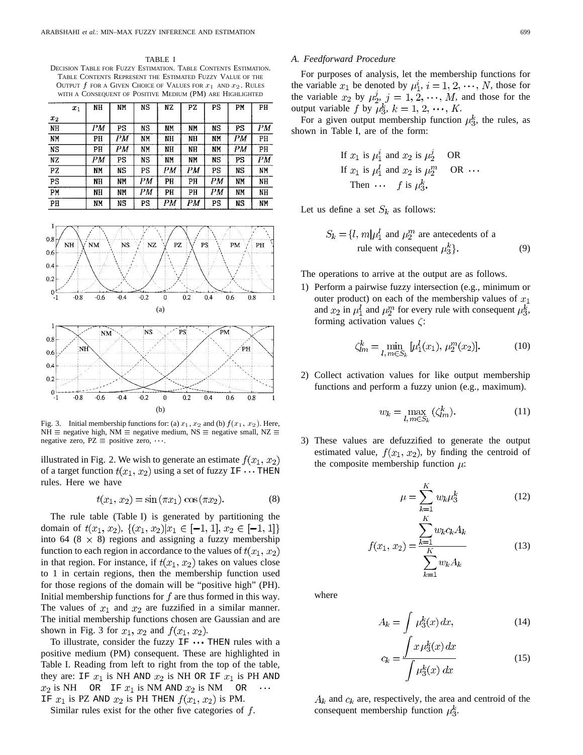TABLE I

DECISION TABLE FOR FUZZY ESTIMATION. TABLE CONTENTS ESTIMATION. TABLE CONTENTS REPRESENT THE ESTIMATED FUZZY VALUE OF THE OUTPUT $f$ FOR A GIVEN CHOICE OF VALUES FOR $x_1$ AND $x_2$. RULES WITH A CONSEQUENT OF POSITIVE MEDIUM (PM) ARE HIGHLIGHTED

| $x_2$ \ $x_1$ | NH | NM | NS | NZ | PZ | PS | PM | PH |
|---|---|---|---|---|---|---|---|---|
| NH | *PM* | PS | NS | NM | NM | NS | PS | *PM* |
| NM | PH | *PM* | NM | NH | NH | NM | *PM* | PH |
| NS | PH | *PM* | NM | NH | NH | NM | *PM* | PH |
| NZ | *PM* | PS | NS | NM | NM | NS | PS | *PM* |
| PZ | NM | NS | PS | *PM* | *PM* | PS | NS | NM |
| PS | NH | NM | *PM* | PH | PH | *PM* | NM | NH |
| PM | NH | NM | *PM* | PH | PH | *PM* | NM | NH |
| PH | NM | NS | PS | *PM* | *PM* | PS | NS | NM |

Fig. 3. Initial membership functions for: (a) $x_1$, $x_2$ and (b) $f(x_1, x_2)$. Here, NH ≡ negative high, NM ≡ negative medium, NS ≡ negative small, NZ ≡ negative zero, PZ ≡ positive zero, $\cdots$.

illustrated in Fig. 2. We wish to generate an estimate $f(x_1, x_2)$ of a target function $t(x_1, x_2)$ using a set of fuzzy IF $\cdots$ THEN rules. Here we have

$$t(x_1, x_2) = \sin(\pi x_1)\cos(\pi x_2). \tag{8}$$

The rule table (Table I) is generated by partitioning the domain of $t(x_1, x_2)$, $\{(x_1, x_2)|x_1 \in [-1, 1], x_2 \in [-1, 1]\}$ into 64 ($8 \times 8$) regions and assigning a fuzzy membership function to each region in accordance to the values of $t(x_1, x_2)$ in that region. For instance, if $t(x_1, x_2)$ takes on values close to 1 in certain regions, then the membership function used for those regions of the domain will be "positive high" (PH). Initial membership functions for $f$ are thus formed in this way. The values of $x_1$ and $x_2$ are fuzzified in a similar manner. The initial membership functions chosen are Gaussian and are shown in Fig. 3 for $x_1$, $x_2$ and $f(x_1, x_2)$.

To illustrate, consider the fuzzy IF $\cdots$ THEN rules with a positive medium (PM) consequent. These are highlighted in Table I. Reading from left to right from the top of the table, they are: IF $x_1$ is NH AND $x_2$ is NH OR IF $x_1$ is PH AND $x_2$ is NH OR IF $x_1$ is NM AND $x_2$ is NM OR $\cdots$ IF $x_1$ is PZ AND $x_2$ is PH THEN $f(x_1, x_2)$ is PM.

Similar rules exist for the other five categories of $f$.

### A. Feedforward Procedure

For purposes of analysis, let the membership functions for the variable $x_1$ be denoted by $\mu_1^i$, $i = 1, 2, \cdots, N$, those for the variable $x_2$ by $\mu_2^j$, $j = 1, 2, \cdots, M$, and those for the output variable $f$ by $\mu_3^k$, $k = 1, 2, \cdots, K$.

For a given output membership function $\mu_3^k$, the rules, as shown in Table I, are of the form:

If $x_1$ is $\mu_1^i$ and $x_2$ is $\mu_2^j$ OR
If $x_1$ is $\mu_1^l$ and $x_2$ is $\mu_2^m$ OR $\cdots$
Then $\cdots$ $f$ is $\mu_3^k$.

Let us define a set $S_k$ as follows:

$$S_k = \{l, m | \mu_1^l \text{ and } \mu_2^m \text{ are antecedents of a rule with consequent } \mu_3^k\}. \tag{9}$$

The operations to arrive at the output are as follows.

1) Perform a pairwise fuzzy intersection (e.g., minimum or outer product) on each of the membership values of $x_1$ and $x_2$ in $\mu_1^l$ and $\mu_2^m$ for every rule with consequent $\mu_3^k$, forming activation values $\zeta$:

$$\zeta_{lm}^k = \min_{l, m \in S_k} [\mu_1^l(x_1), \mu_2^m(x_2)]. \tag{10}$$

2) Collect activation values for like output membership functions and perform a fuzzy union (e.g., maximum).

$$w_k = \max_{l, m \in S_k} (\zeta_{lm}^k). \tag{11}$$

3) These values are defuzzified to generate the output estimated value, $f(x_1, x_2)$, by finding the centroid of the composite membership function $\mu$:

$$\mu = \sum_{k=1}^{K} w_k \mu_3^k \tag{12}$$

$$f(x_1, x_2) = \frac{\sum_{k=1}^{K} w_k c_k A_k}{\sum_{k=1}^{K} w_k A_k} \tag{13}$$

where

$$A_k = \int \mu_3^k(x)\, dx, \tag{14}$$

$$c_k = \frac{\int x \mu_3^k(x)\, dx}{\int \mu_3^k(x)\, dx} \tag{15}$$

$A_k$ and $c_k$ are, respectively, the area and centroid of the consequent membership function $\mu_3^k$.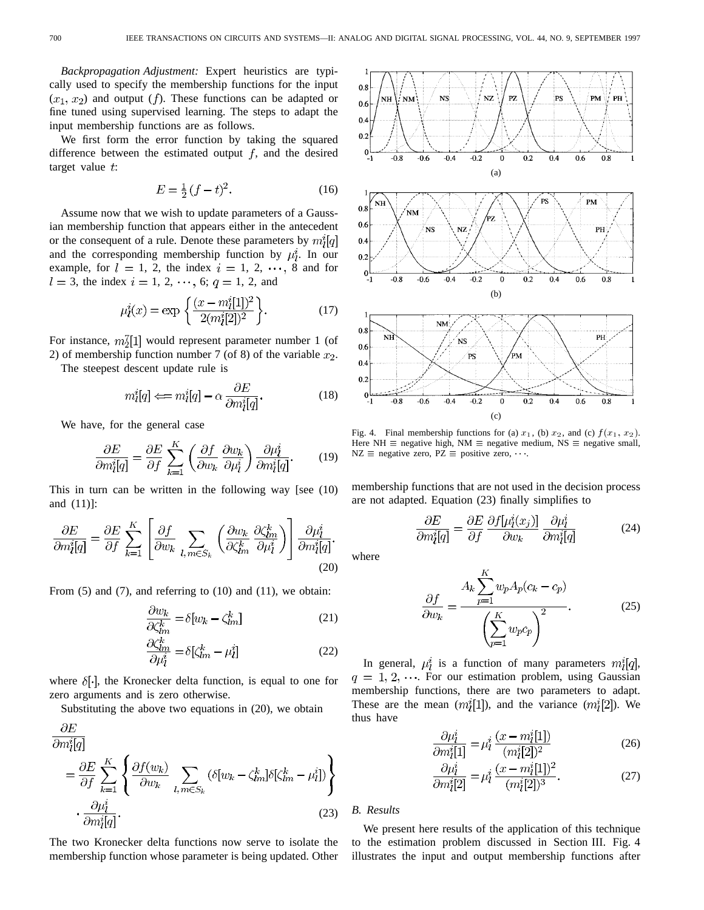*Backpropagation Adjustment:* Expert heuristics are typically used to specify the membership functions for the input ($x_1, x_2$) and output ($f$). These functions can be adapted or fine tuned using supervised learning. The steps to adapt the input membership functions are as follows.

We first form the error function by taking the squared difference between the estimated output $f$, and the desired target value $t$:

$$E = \frac{1}{2}(f - t)^2. \tag{16}$$

Assume now that we wish to update parameters of a Gaussian membership function that appears either in the antecedent or the consequent of a rule. Denote these parameters by $m_l^i[q]$ and the corresponding membership function by $\mu_l^i$. In our example, for $l = 1, 2$, the index $i = 1, 2, \cdots, 8$ and for $l = 3$, the index $i = 1, 2, \cdots, 6$; $q = 1, 2$, and

$$\mu_l^i(x) = \exp\left\{\frac{(x - m_l^i[1])^2}{2(m_l^i[2])^2}\right\}. \tag{17}$$

For instance, $m_2^7[1]$ would represent parameter number 1 (of 2) of membership function number 7 (of 8) of the variable $x_2$.

The steepest descent update rule is

$$m_l^i[q] \Longleftarrow m_l^i[q] - \alpha \frac{\partial E}{\partial m_l^i[q]}. \tag{18}$$

We have, for the general case

$$\frac{\partial E}{\partial m_l^i[q]} = \frac{\partial E}{\partial f} \sum_{k=1}^{K} \left(\frac{\partial f}{\partial w_k} \frac{\partial w_k}{\partial \mu_l^i}\right) \frac{\partial \mu_l^i}{\partial m_l^i[q]}. \tag{19}$$

This in turn can be written in the following way [see (10) and (11)]:

$$\frac{\partial E}{\partial m_l^i[q]} = \frac{\partial E}{\partial f} \sum_{k=1}^{K} \left[\frac{\partial f}{\partial w_k} \sum_{l, m \in S_k} \left(\frac{\partial w_k}{\partial \zeta_{lm}^k} \frac{\partial \zeta_{lm}^k}{\partial \mu_l^i}\right)\right] \frac{\partial \mu_l^i}{\partial m_l^i[q]}. \tag{20}$$

From (5) and (7), and referring to (10) and (11), we obtain:

$$\frac{\partial w_k}{\partial \zeta_{lm}^k} = \delta[w_k - \zeta_{lm}^k] \tag{21}$$

$$\frac{\partial \zeta_{lm}^k}{\partial \mu_l^i} = \delta[\zeta_{lm}^k - \mu_l^i] \tag{22}$$

where $\delta[\cdot]$, the Kronecker delta function, is equal to one for zero arguments and is zero otherwise.

Substituting the above two equations in (20), we obtain

$$\frac{\partial E}{\partial m_l^i[q]} = \frac{\partial E}{\partial f} \sum_{k=1}^{K} \left\{\frac{\partial f(w_k)}{\partial w_k} \sum_{l, m \in S_k} \left(\delta[w_k - \zeta_{lm}^k]\delta[\zeta_{lm}^k - \mu_l^i]\right)\right\} \cdot \frac{\partial \mu_l^i}{\partial m_l^i[q]}. \tag{23}$$

The two Kronecker delta functions now serve to isolate the membership function whose parameter is being updated. Other membership functions that are not used in the decision process are not adapted. Equation (23) finally simplifies to

$$\frac{\partial E}{\partial m_l^i[q]} = \frac{\partial E}{\partial f} \frac{\partial f[\mu_l^i(x_j)]}{\partial w_k} \frac{\partial \mu_l^i}{\partial m_l^i[q]} \tag{24}$$

where

$$\frac{\partial f}{\partial w_k} = \frac{A_k \sum_{p=1}^{K} w_p A_p (c_k - c_p)}{\left(\sum_{p=1}^{K} w_p c_p\right)^2}. \tag{25}$$

In general, $\mu_l^i$ is a function of many parameters $m_l^i[q]$, $q = 1, 2, \cdots$. For our estimation problem, using Gaussian membership functions, there are two parameters to adapt. These are the mean ($m_l^i[1]$), and the variance ($m_l^i[2]$). We thus have

$$\frac{\partial \mu_l^i}{\partial m_l^i[1]} = \mu_l^i \frac{(x - m_l^i[1])}{(m_l^i[2])^2} \tag{26}$$

$$\frac{\partial \mu_l^i}{\partial m_l^i[2]} = \mu_l^i \frac{(x - m_l^i[1])^2}{(m_l^i[2])^3}. \tag{27}$$

Fig. 4. Final membership functions for (a) $x_1$, (b) $x_2$, and (c) $f(x_1, x_2)$. Here NH ≡ negative high, NM ≡ negative medium, NS ≡ negative small, NZ ≡ negative zero, PZ ≡ positive zero, $\cdots$.

### B. Results

We present here results of the application of this technique to the estimation problem discussed in Section III. Fig. 4 illustrates the input and output membership functions after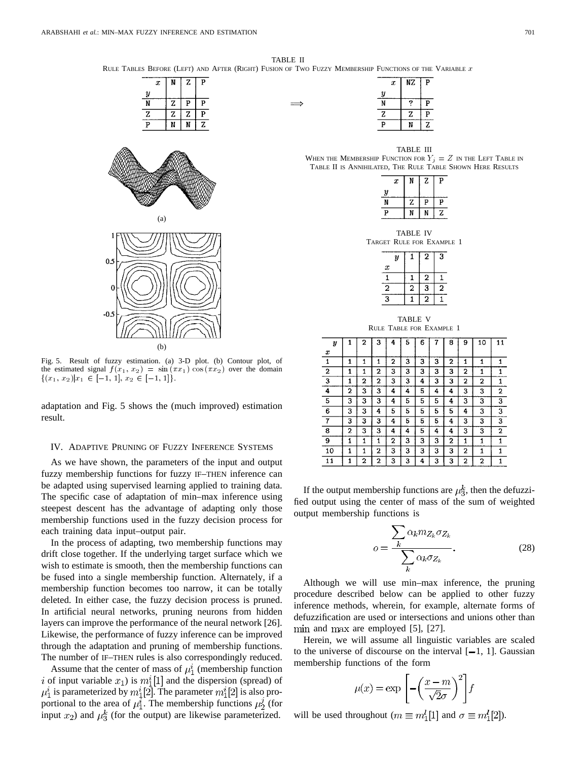TABLE II
Rule Tables Before (Left) and After (Right) Fusion of Two Fuzzy Membership Functions of the Variable $x$

| $y$ \ $x$ | N | Z | P |
|---|---|---|---|
| N | Z | P | P |
| Z | Z | Z | P |
| P | N | N | Z |

$\Longrightarrow$

| $y$ \ $x$ | NZ | P |
|---|---|---|
| N | ? | P |
| Z | Z | P |
| P | N | Z |

(a)

(b)

Fig. 5. Result of fuzzy estimation. (a) 3-D plot. (b) Contour plot, of the estimated signal $f(x_1, x_2) = \sin(\pi x_1)\cos(\pi x_2)$ over the domain $\{(x_1, x_2) | x_1 \in [-1, 1], x_2 \in [-1, 1]\}$.

TABLE III
When the Membership Function for $Y_j = Z$ in the Left Table in Table II is Annihilated, The Rule Table Shown Here Results

| $y$ \ $x$ | N | Z | P |
|---|---|---|---|
| N | Z | P | P |
| P | N | N | Z |

TABLE IV
Target Rule for Example 1

| $x$ \ $y$ | 1 | 2 | 3 |
|---|---|---|---|
| 1 | 1 | 2 | 1 |
| 2 | 2 | 3 | 2 |
| 3 | 1 | 2 | 1 |

TABLE V
Rule Table for Example 1

| $x$ \ $y$ | 1 | 2 | 3 | 4 | 5 | 6 | 7 | 8 | 9 | 10 | 11 |
|---|---|---|---|---|---|---|---|---|---|---|---|
| 1 | 1 | 1 | 1 | 2 | 3 | 3 | 3 | 2 | 1 | 1 | 1 |
| 2 | 1 | 1 | 2 | 3 | 3 | 3 | 3 | 3 | 2 | 1 | 1 |
| 3 | 1 | 2 | 2 | 3 | 3 | 4 | 3 | 3 | 2 | 2 | 1 |
| 4 | 2 | 3 | 3 | 4 | 4 | 5 | 4 | 4 | 3 | 3 | 2 |
| 5 | 3 | 3 | 3 | 4 | 5 | 5 | 5 | 4 | 3 | 3 | 3 |
| 6 | 3 | 3 | 4 | 5 | 5 | 5 | 5 | 5 | 4 | 3 | 3 |
| 7 | 3 | 3 | 3 | 4 | 5 | 5 | 5 | 4 | 3 | 3 | 3 |
| 8 | 2 | 3 | 3 | 4 | 4 | 5 | 4 | 4 | 3 | 3 | 2 |
| 9 | 1 | 1 | 1 | 2 | 3 | 3 | 3 | 2 | 1 | 1 | 1 |
| 10 | 1 | 1 | 2 | 3 | 3 | 3 | 3 | 3 | 2 | 1 | 1 |
| 11 | 1 | 2 | 2 | 3 | 3 | 4 | 3 | 3 | 2 | 2 | 1 |

adaptation and Fig. 5 shows the (much improved) estimation result.

## IV. Adaptive Pruning of Fuzzy Inference Systems

As we have shown, the parameters of the input and output fuzzy membership functions for fuzzy IF–THEN inference can be adapted using supervised learning applied to training data. The specific case of adaptation of min–max inference using steepest descent has the advantage of adapting only those membership functions used in the fuzzy decision process for each training data input–output pair.

In the process of adapting, two membership functions may drift close together. If the underlying target surface which we wish to estimate is smooth, then the membership functions can be fused into a single membership function. Alternately, if a membership function becomes too narrow, it can be totally deleted. In either case, the fuzzy decision process is pruned. In artificial neural networks, pruning neurons from hidden layers can improve the performance of the neural network [26]. Likewise, the performance of fuzzy inference can be improved through the adaptation and pruning of membership functions. The number of IF–THEN rules is also correspondingly reduced.

Assume that the center of mass of $\mu_1^i$ (membership function $i$ of input variable $x_1$) is $m_1^i[1]$ and the dispersion (spread) of $\mu_1^i$ is parameterized by $m_1^i[2]$. The parameter $m_1^i[2]$ is also proportional to the area of $\mu_1^i$. The membership functions $\mu_2^j$ (for input $x_2$) and $\mu_3^k$ (for the output) are likewise parameterized.

If the output membership functions are $\mu_3^k$, then the defuzzified output using the center of mass of the sum of weighted output membership functions is

$$o = \frac{\sum_k \alpha_k m_{Z_k} \sigma_{Z_k}}{\sum_k \alpha_k \sigma_{Z_k}}. \tag{28}$$

Although we will use min–max inference, the pruning procedure described below can be applied to other fuzzy inference methods, wherein, for example, alternate forms of defuzzification are used or intersections and unions other than $\min$ and $\max$ are employed [5], [27].

Herein, we will assume all linguistic variables are scaled to the universe of discourse on the interval [−1, 1]. Gaussian membership functions of the form

$$\mu(x) = \exp\left[-\left(\frac{x-m}{\sqrt{2}\sigma}\right)^2\right] f$$

will be used throughout ($m \equiv m_1^l[1]$ and $\sigma \equiv m_1^l[2]$).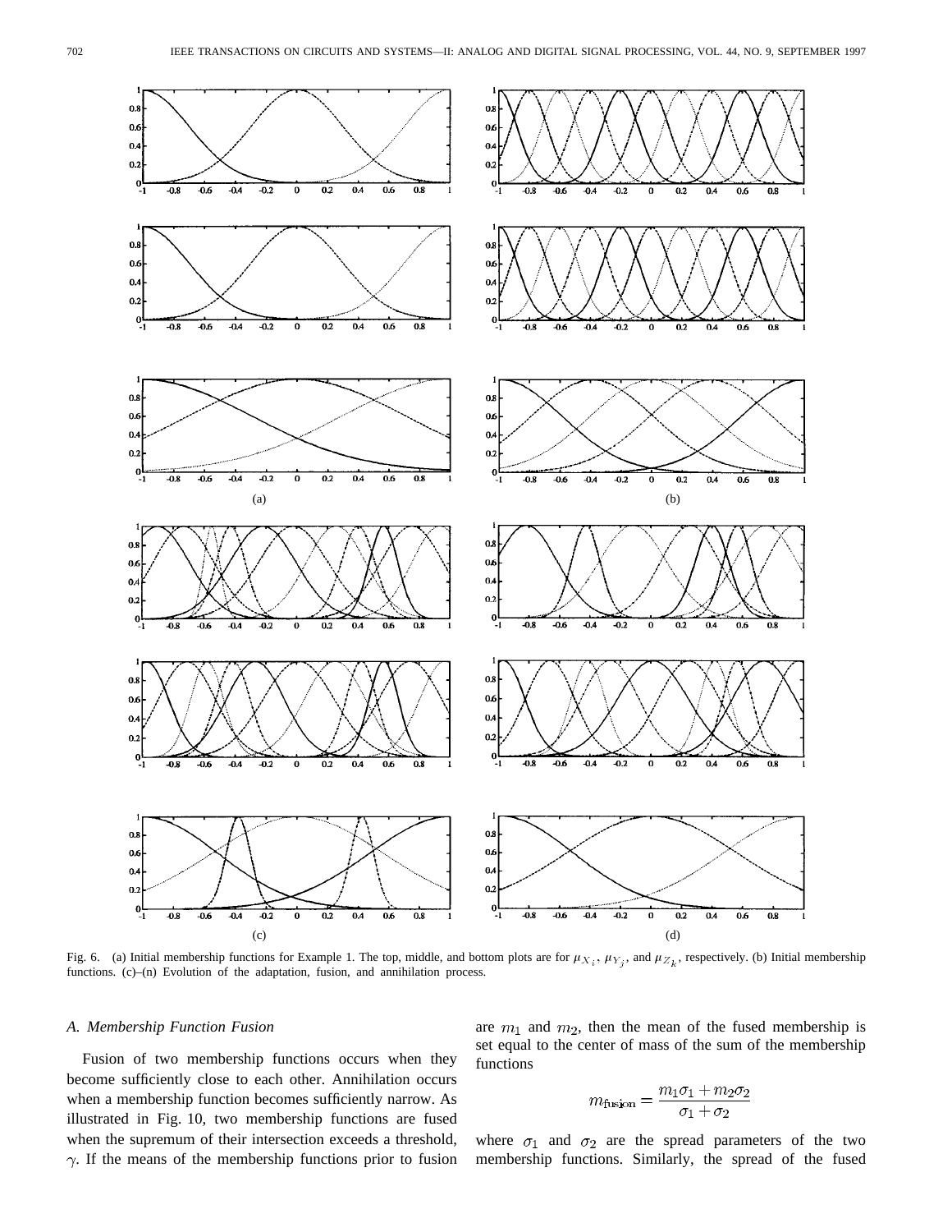Fig. 6. (a) Initial membership functions for Example 1. The top, middle, and bottom plots are for $\mu_{X_i}$, $\mu_{Y_j}$, and $\mu_{Z_k}$, respectively. (b) Initial membership functions. (c)–(n) Evolution of the adaptation, fusion, and annihilation process.

### A. Membership Function Fusion

Fusion of two membership functions occurs when they become sufficiently close to each other. Annihilation occurs when a membership function becomes sufficiently narrow. As illustrated in Fig. 10, two membership functions are fused when the supremum of their intersection exceeds a threshold, $\gamma$. If the means of the membership functions prior to fusion are $m_1$ and $m_2$, then the mean of the fused membership is set equal to the center of mass of the sum of the membership functions

$$m_{\text{fusion}} = \frac{m_1\sigma_1 + m_2\sigma_2}{\sigma_1 + \sigma_2}$$

where $\sigma_1$ and $\sigma_2$ are the spread parameters of the two membership functions. Similarly, the spread of the fused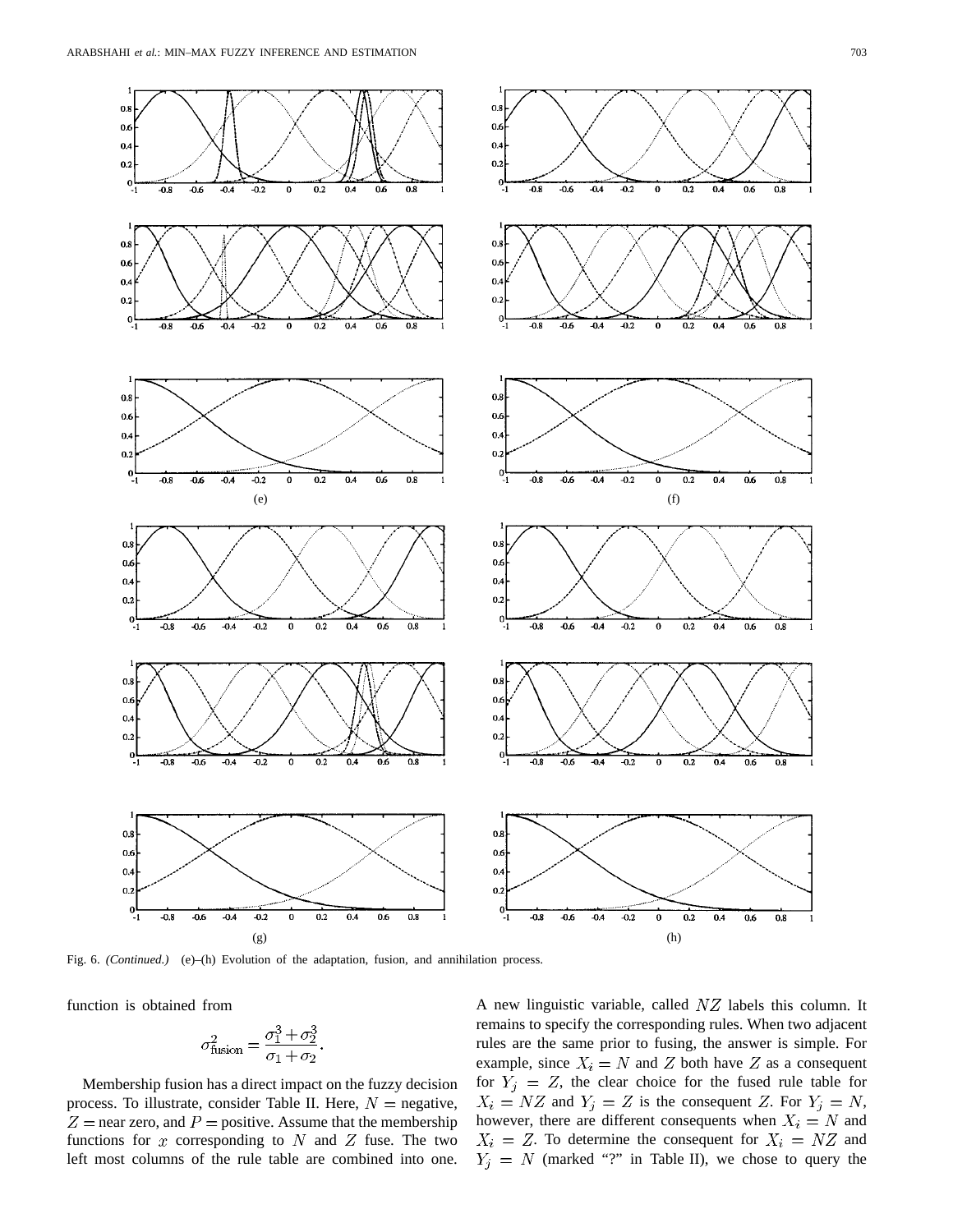Fig. 6. *(Continued.)* (e)–(h) Evolution of the adaptation, fusion, and annihilation process.

function is obtained from

$$\sigma^2_{\text{fusion}} = \frac{\sigma_1^3 + \sigma_2^3}{\sigma_1 + \sigma_2}.$$

Membership fusion has a direct impact on the fuzzy decision process. To illustrate, consider Table II. Here, $N =$ negative, $Z =$ near zero, and $P =$ positive. Assume that the membership functions for $x$ corresponding to $N$ and $Z$ fuse. The two left most columns of the rule table are combined into one. A new linguistic variable, called $NZ$ labels this column. It remains to specify the corresponding rules. When two adjacent rules are the same prior to fusing, the answer is simple. For example, since $X_i = N$ and $Z$ both have $Z$ as a consequent for $Y_j = Z$, the clear choice for the fused rule table for $X_i = NZ$ and $Y_j = Z$ is the consequent $Z$. For $Y_j = N$, however, there are different consequents when $X_i = N$ and $X_i = Z$. To determine the consequent for $X_i = NZ$ and $Y_j = N$ (marked "?" in Table II), we chose to query the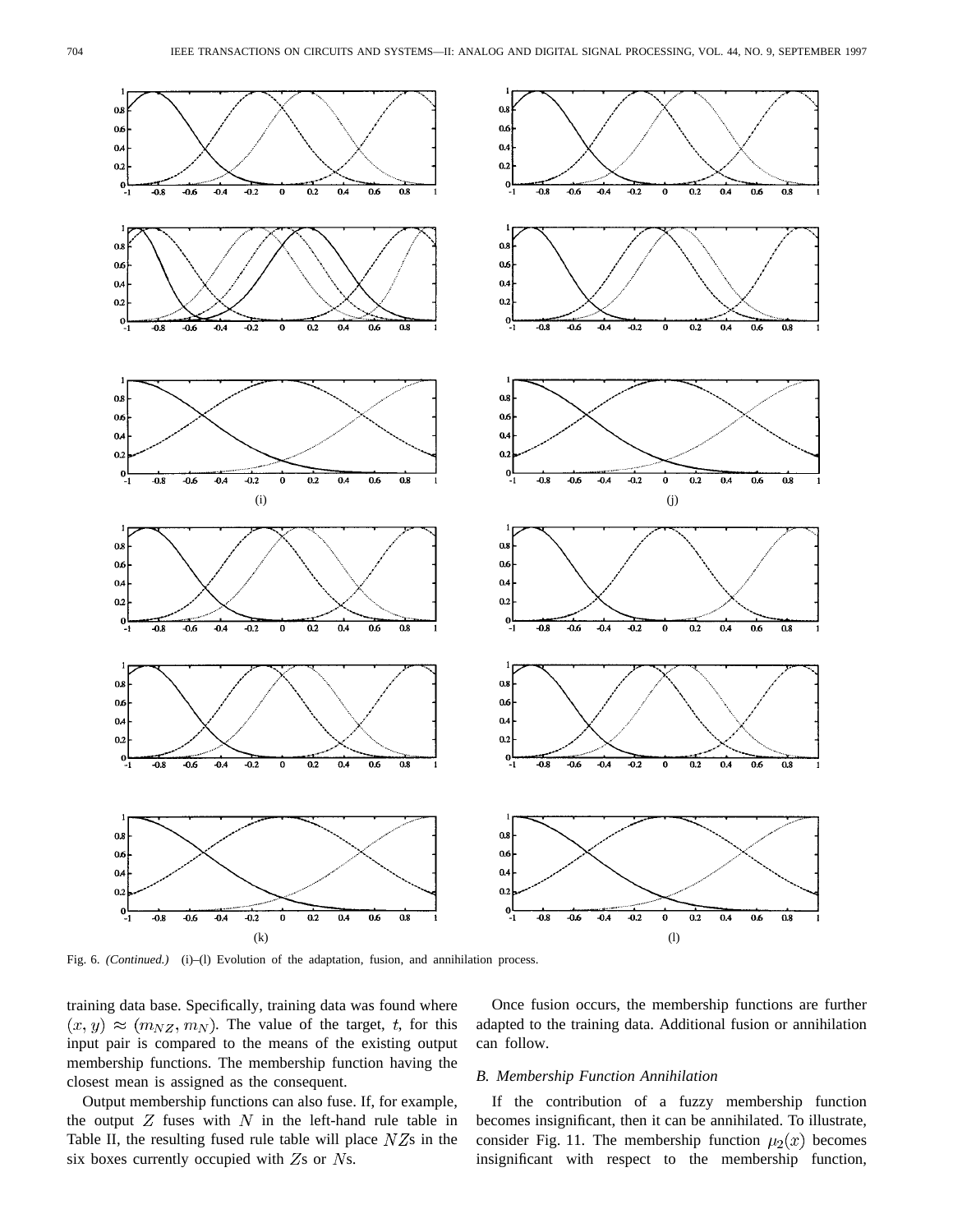(i) (j)

(k) (l)

Fig. 6. *(Continued.)* (i)–(l) Evolution of the adaptation, fusion, and annihilation process.

training data base. Specifically, training data was found where $(x, y) \approx (m_{NZ}, m_N)$. The value of the target, $t$, for this input pair is compared to the means of the existing output membership functions. The membership function having the closest mean is assigned as the consequent.

Output membership functions can also fuse. If, for example, the output $Z$ fuses with $N$ in the left-hand rule table in Table II, the resulting fused rule table will place $NZ$s in the six boxes currently occupied with $Z$s or $N$s.

Once fusion occurs, the membership functions are further adapted to the training data. Additional fusion or annihilation can follow.

### B. Membership Function Annihilation

If the contribution of a fuzzy membership function becomes insignificant, then it can be annihilated. To illustrate, consider Fig. 11. The membership function $\mu_2(x)$ becomes insignificant with respect to the membership function,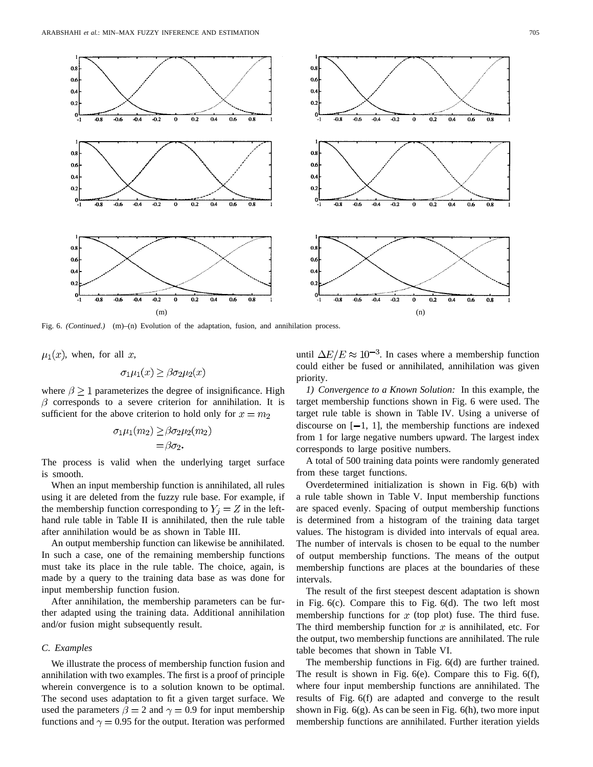(m)

(n)

Fig. 6. *(Continued.)* (m)–(n) Evolution of the adaptation, fusion, and annihilation process.

$\mu_1(x)$, when, for all $x$,

$$\sigma_1\mu_1(x) \geq \beta\sigma_2\mu_2(x)$$

where $\beta \geq 1$ parameterizes the degree of insignificance. High $\beta$ corresponds to a severe criterion for annihilation. It is sufficient for the above criterion to hold only for $x = m_2$

$$\begin{aligned}\sigma_1\mu_1(m_2) &\geq \beta\sigma_2\mu_2(m_2)\\ &= \beta\sigma_2.\end{aligned}$$

The process is valid when the underlying target surface is smooth.

When an input membership function is annihilated, all rules using it are deleted from the fuzzy rule base. For example, if the membership function corresponding to $Y_j = Z$ in the left-hand rule table in Table II is annihilated, then the rule table after annihilation would be as shown in Table III.

An output membership function can likewise be annihilated. In such a case, one of the remaining membership functions must take its place in the rule table. The choice, again, is made by a query to the training data base as was done for input membership function fusion.

After annihilation, the membership parameters can be further adapted using the training data. Additional annihilation and/or fusion might subsequently result.

### C. Examples

We illustrate the process of membership function fusion and annihilation with two examples. The first is a proof of principle wherein convergence is to a solution known to be optimal. The second uses adaptation to fit a given target surface. We used the parameters $\beta = 2$ and $\gamma = 0.9$ for input membership functions and $\gamma = 0.95$ for the output. Iteration was performed until $\Delta E/E \approx 10^{-3}$. In cases where a membership function could either be fused or annihilated, annihilation was given priority.

*1) Convergence to a Known Solution:* In this example, the target membership functions shown in Fig. 6 were used. The target rule table is shown in Table IV. Using a universe of discourse on $[-1, 1]$, the membership functions are indexed from 1 for large negative numbers upward. The largest index corresponds to large positive numbers.

A total of 500 training data points were randomly generated from these target functions.

Overdetermined initialization is shown in Fig. 6(b) with a rule table shown in Table V. Input membership functions are spaced evenly. Spacing of output membership functions is determined from a histogram of the training data target values. The histogram is divided into intervals of equal area. The number of intervals is chosen to be equal to the number of output membership functions. The means of the output membership functions are places at the boundaries of these intervals.

The result of the first steepest descent adaptation is shown in Fig. 6(c). Compare this to Fig. 6(d). The two left most membership functions for $x$ (top plot) fuse. The third fuse. The third membership function for $x$ is annihilated, etc. For the output, two membership functions are annihilated. The rule table becomes that shown in Table VI.

The membership functions in Fig. 6(d) are further trained. The result is shown in Fig. 6(e). Compare this to Fig. 6(f), where four input membership functions are annihilated. The results of Fig. 6(f) are adapted and converge to the result shown in Fig. 6(g). As can be seen in Fig. 6(h), two more input membership functions are annihilated. Further iteration yields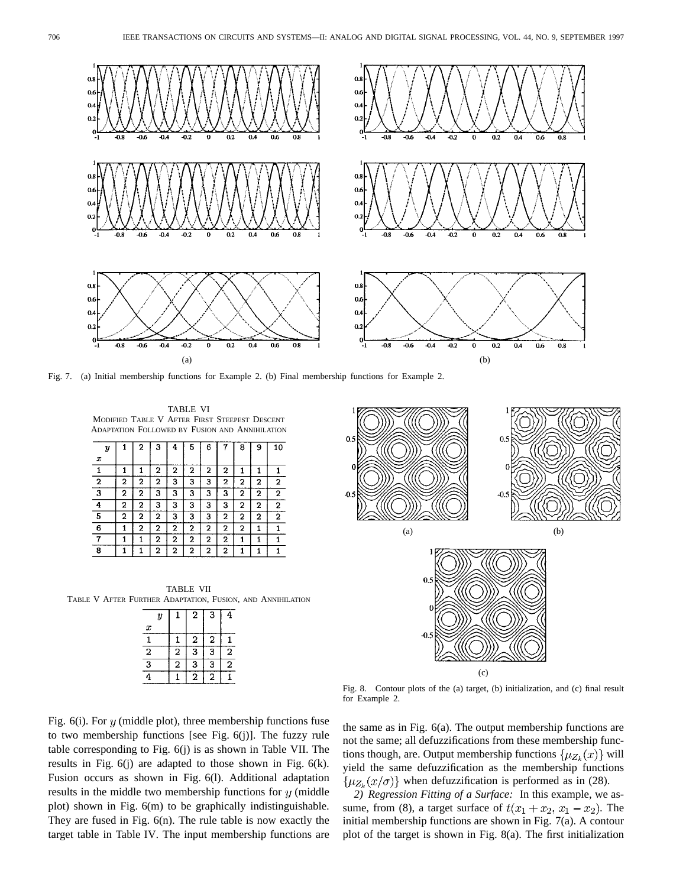Fig. 7. (a) Initial membership functions for Example 2. (b) Final membership functions for Example 2.

TABLE VI
MODIFIED TABLE V AFTER FIRST STEEPEST DESCENT ADAPTATION FOLLOWED BY FUSION AND ANNIHILATION

| $x$ \ $y$ | 1 | 2 | 3 | 4 | 5 | 6 | 7 | 8 | 9 | 10 |
|---|---|---|---|---|---|---|---|---|---|---|
| 1 | 1 | 1 | 2 | 2 | 2 | 2 | 2 | 1 | 1 | 1 |
| 2 | 2 | 2 | 2 | 3 | 3 | 3 | 2 | 2 | 2 | 2 |
| 3 | 2 | 2 | 3 | 3 | 3 | 3 | 3 | 2 | 2 | 2 |
| 4 | 2 | 2 | 3 | 3 | 3 | 3 | 3 | 2 | 2 | 2 |
| 5 | 2 | 2 | 2 | 3 | 3 | 3 | 2 | 2 | 2 | 2 |
| 6 | 1 | 2 | 2 | 2 | 2 | 2 | 2 | 2 | 1 | 1 |
| 7 | 1 | 1 | 2 | 2 | 2 | 2 | 2 | 1 | 1 | 1 |
| 8 | 1 | 1 | 2 | 2 | 2 | 2 | 2 | 1 | 1 | 1 |

TABLE VII
TABLE V AFTER FURTHER ADAPTATION, FUSION, AND ANNIHILATION

| $x$ \ $y$ | 1 | 2 | 3 | 4 |
|---|---|---|---|---|
| 1 | 1 | 2 | 2 | 1 |
| 2 | 2 | 3 | 3 | 2 |
| 3 | 2 | 3 | 3 | 2 |
| 4 | 1 | 2 | 2 | 1 |

Fig. 8. Contour plots of the (a) target, (b) initialization, and (c) final result for Example 2.

Fig. 6(i). For $y$ (middle plot), three membership functions fuse to two membership functions [see Fig. 6(j)]. The fuzzy rule table corresponding to Fig. 6(j) is as shown in Table VII. The results in Fig. 6(j) are adapted to those shown in Fig. 6(k). Fusion occurs as shown in Fig. 6(l). Additional adaptation results in the middle two membership functions for $y$ (middle plot) shown in Fig. 6(m) to be graphically indistinguishable. They are fused in Fig. 6(n). The rule table is now exactly the target table in Table IV. The input membership functions are the same as in Fig. 6(a). The output membership functions are not the same; all defuzzifications from these membership functions though, are. Output membership functions $\{\mu_{Z_k}(x)\}$ will yield the same defuzzification as the membership functions $\{\mu_{Z_k}(x/\sigma)\}$ when defuzzification is performed as in (28).

*2) Regression Fitting of a Surface:* In this example, we assume, from (8), a target surface of $t(x_1 + x_2, x_1 - x_2)$. The initial membership functions are shown in Fig. 7(a). A contour plot of the target is shown in Fig. 8(a). The first initialization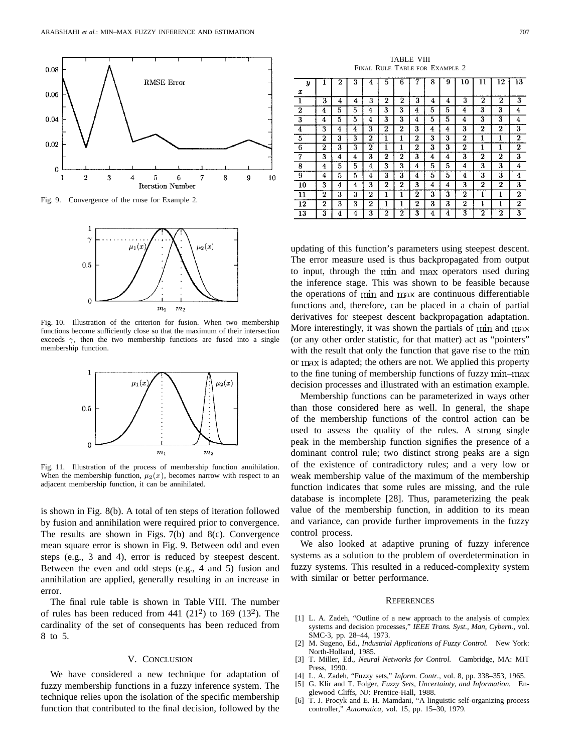Fig. 9. Convergence of the rmse for Example 2.

Fig. 10. Illustration of the criterion for fusion. When two membership functions become sufficiently close so that the maximum of their intersection exceeds $\gamma$, then the two membership functions are fused into a single membership function.

Fig. 11. Illustration of the process of membership function annihilation. When the membership function, $\mu_2(x)$, becomes narrow with respect to an adjacent membership function, it can be annihilated.

is shown in Fig. 8(b). A total of ten steps of iteration followed by fusion and annihilation were required prior to convergence. The results are shown in Figs. 7(b) and 8(c). Convergence mean square error is shown in Fig. 9. Between odd and even steps (e.g., 3 and 4), error is reduced by steepest descent. Between the even and odd steps (e.g., 4 and 5) fusion and annihilation are applied, generally resulting in an increase in error.

The final rule table is shown in Table VIII. The number of rules has been reduced from 441 ($21^2$) to 169 ($13^2$). The cardinality of the set of consequents has been reduced from 8 to 5.

TABLE VIII
FINAL RULE TABLE FOR EXAMPLE 2

| $x$ \ $y$ | 1 | 2 | 3 | 4 | 5 | 6 | 7 | 8 | 9 | 10 | 11 | 12 | 13 |
|---|---|---|---|---|---|---|---|---|---|---|---|---|---|
| 1 | 3 | 4 | 4 | 3 | 2 | 2 | 3 | 4 | 4 | 3 | 2 | 2 | 3 |
| 2 | 4 | 5 | 5 | 4 | 3 | 3 | 4 | 5 | 5 | 4 | 3 | 3 | 4 |
| 3 | 4 | 5 | 5 | 4 | 3 | 3 | 4 | 5 | 5 | 4 | 3 | 3 | 4 |
| 4 | 3 | 4 | 4 | 3 | 2 | 2 | 3 | 4 | 4 | 3 | 2 | 2 | 3 |
| 5 | 2 | 3 | 3 | 2 | 1 | 1 | 2 | 3 | 3 | 2 | 1 | 1 | 2 |
| 6 | 2 | 3 | 3 | 2 | 1 | 1 | 2 | 3 | 3 | 2 | 1 | 1 | 2 |
| 7 | 3 | 4 | 4 | 3 | 2 | 2 | 3 | 4 | 4 | 3 | 2 | 2 | 3 |
| 8 | 4 | 5 | 5 | 4 | 3 | 3 | 4 | 5 | 5 | 4 | 3 | 3 | 4 |
| 9 | 4 | 5 | 5 | 4 | 3 | 3 | 4 | 5 | 5 | 4 | 3 | 3 | 4 |
| 10 | 3 | 4 | 4 | 3 | 2 | 2 | 3 | 4 | 4 | 3 | 2 | 2 | 3 |
| 11 | 2 | 3 | 3 | 2 | 1 | 1 | 2 | 3 | 3 | 2 | 1 | 1 | 2 |
| 12 | 2 | 3 | 3 | 2 | 1 | 1 | 2 | 3 | 3 | 2 | 1 | 1 | 2 |
| 13 | 3 | 4 | 4 | 3 | 2 | 2 | 3 | 4 | 4 | 3 | 2 | 2 | 3 |

## V. CONCLUSION

We have considered a new technique for adaptation of fuzzy membership functions in a fuzzy inference system. The technique relies upon the isolation of the specific membership function that contributed to the final decision, followed by the updating of this function's parameters using steepest descent. The error measure used is thus backpropagated from output to input, through the $\min$ and $\max$ operators used during the inference stage. This was shown to be feasible because the operations of $\min$ and $\max$ are continuous differentiable functions and, therefore, can be placed in a chain of partial derivatives for steepest descent backpropagation adaptation. More interestingly, it was shown the partials of $\min$ and $\max$ (or any other order statistic, for that matter) act as "pointers" with the result that only the function that gave rise to the $\min$ or $\max$ is adapted; the others are not. We applied this property to the fine tuning of membership functions of fuzzy $\min$–$\max$ decision processes and illustrated with an estimation example.

Membership functions can be parameterized in ways other than those considered here as well. In general, the shape of the membership functions of the control action can be used to assess the quality of the rules. A strong single peak in the membership function signifies the presence of a dominant control rule; two distinct strong peaks are a sign of the existence of contradictory rules; and a very low or weak membership value of the maximum of the membership function indicates that some rules are missing, and the rule database is incomplete [28]. Thus, parameterizing the peak value of the membership function, in addition to its mean and variance, can provide further improvements in the fuzzy control process.

We also looked at adaptive pruning of fuzzy inference systems as a solution to the problem of overdetermination in fuzzy systems. This resulted in a reduced-complexity system with similar or better performance.

## REFERENCES

[1] L. A. Zadeh, "Outline of a new approach to the analysis of complex systems and decision processes," *IEEE Trans. Syst., Man, Cybern.*, vol. SMC-3, pp. 28–44, 1973.

[2] M. Sugeno, Ed., *Industrial Applications of Fuzzy Control.* New York: North-Holland, 1985.

[3] T. Miller, Ed., *Neural Networks for Control.* Cambridge, MA: MIT Press, 1990.

[4] L. A. Zadeh, "Fuzzy sets," *Inform. Contr.*, vol. 8, pp. 338–353, 1965.

[5] G. Klir and T. Folger, *Fuzzy Sets, Uncertainty, and Information.* Englewood Cliffs, NJ: Prentice-Hall, 1988.

[6] T. J. Procyk and E. H. Mamdani, "A linguistic self-organizing process controller," *Automatica*, vol. 15, pp. 15–30, 1979.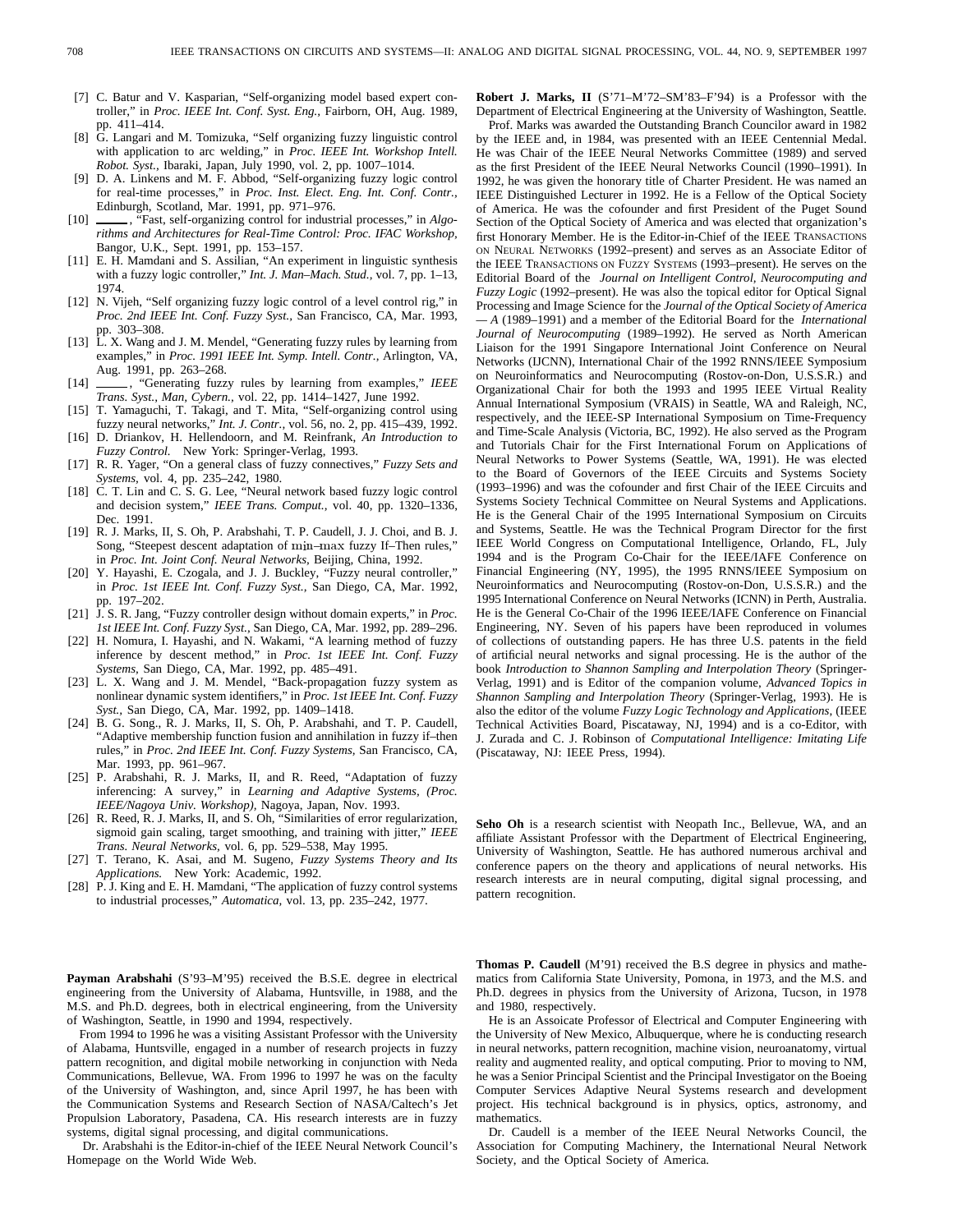[7] C. Batur and V. Kasparian, "Self-organizing model based expert controller," in *Proc. IEEE Int. Conf. Syst. Eng.*, Fairborn, OH, Aug. 1989, pp. 411–414.

[8] G. Langari and M. Tomizuka, "Self organizing fuzzy linguistic control with application to arc welding," in *Proc. IEEE Int. Workshop Intell. Robot. Syst.*, Ibaraki, Japan, July 1990, vol. 2, pp. 1007–1014.

[9] D. A. Linkens and M. F. Abbod, "Self-organizing fuzzy logic control for real-time processes," in *Proc. Inst. Elect. Eng. Int. Conf. Contr.*, Edinburgh, Scotland, Mar. 1991, pp. 971–976.

[10] ——, "Fast, self-organizing control for industrial processes," in *Algorithms and Architectures for Real-Time Control: Proc. IFAC Workshop*, Bangor, U.K., Sept. 1991, pp. 153–157.

[11] E. H. Mamdani and S. Assilian, "An experiment in linguistic synthesis with a fuzzy logic controller," *Int. J. Man–Mach. Stud.*, vol. 7, pp. 1–13, 1974.

[12] N. Vijeh, "Self organizing fuzzy logic control of a level control rig," in *Proc. 2nd IEEE Int. Conf. Fuzzy Syst.*, San Francisco, CA, Mar. 1993, pp. 303–308.

[13] L. X. Wang and J. M. Mendel, "Generating fuzzy rules by learning from examples," in *Proc. 1991 IEEE Int. Symp. Intell. Contr.*, Arlington, VA, Aug. 1991, pp. 263–268.

[14] ——, "Generating fuzzy rules by learning from examples," *IEEE Trans. Syst., Man, Cybern.*, vol. 22, pp. 1414–1427, June 1992.

[15] T. Yamaguchi, T. Takagi, and T. Mita, "Self-organizing control using fuzzy neural networks," *Int. J. Contr.*, vol. 56, no. 2, pp. 415–439, 1992.

[16] D. Driankov, H. Hellendoorn, and M. Reinfrank, *An Introduction to Fuzzy Control*. New York: Springer-Verlag, 1993.

[17] R. R. Yager, "On a general class of fuzzy connectives," *Fuzzy Sets and Systems*, vol. 4, pp. 235–242, 1980.

[18] C. T. Lin and C. S. G. Lee, "Neural network based fuzzy logic control and decision system," *IEEE Trans. Comput.*, vol. 40, pp. 1320–1336, Dec. 1991.

[19] R. J. Marks, II, S. Oh, P. Arabshahi, T. P. Caudell, J. J. Choi, and B. J. Song, "Steepest descent adaptation of $\min$–$\max$ fuzzy If–Then rules," in *Proc. Int. Joint Conf. Neural Networks*, Beijing, China, 1992.

[20] Y. Hayashi, E. Czogala, and J. J. Buckley, "Fuzzy neural controller," in *Proc. 1st IEEE Int. Conf. Fuzzy Syst.*, San Diego, CA, Mar. 1992, pp. 197–202.

[21] J. S. R. Jang, "Fuzzy controller design without domain experts," in *Proc. 1st IEEE Int. Conf. Fuzzy Syst.*, San Diego, CA, Mar. 1992, pp. 289–296.

[22] H. Nomura, I. Hayashi, and N. Wakami, "A learning method of fuzzy inference by descent method," in *Proc. 1st IEEE Int. Conf. Fuzzy Systems*, San Diego, CA, Mar. 1992, pp. 485–491.

[23] L. X. Wang and J. M. Mendel, "Back-propagation fuzzy system as nonlinear dynamic system identifiers," in *Proc. 1st IEEE Int. Conf. Fuzzy Syst.*, San Diego, CA, Mar. 1992, pp. 1409–1418.

[24] B. G. Song., R. J. Marks, II, S. Oh, P. Arabshahi, and T. P. Caudell, "Adaptive membership function fusion and annihilation in fuzzy if–then rules," in *Proc. 2nd IEEE Int. Conf. Fuzzy Systems*, San Francisco, CA, Mar. 1993, pp. 961–967.

[25] P. Arabshahi, R. J. Marks, II, and R. Reed, "Adaptation of fuzzy inferencing: A survey," in *Learning and Adaptive Systems, (Proc. IEEE/Nagoya Univ. Workshop)*, Nagoya, Japan, Nov. 1993.

[26] R. Reed, R. J. Marks, II, and S. Oh, "Similarities of error regularization, sigmoid gain scaling, target smoothing, and training with jitter," *IEEE Trans. Neural Networks*, vol. 6, pp. 529–538, May 1995.

[27] T. Terano, K. Asai, and M. Sugeno, *Fuzzy Systems Theory and Its Applications*. New York: Academic, 1992.

[28] P. J. King and E. H. Mamdani, "The application of fuzzy control systems to industrial processes," *Automatica*, vol. 13, pp. 235–242, 1977.

**Payman Arabshahi** (S'93–M'95) received the B.S.E. degree in electrical engineering from the University of Alabama, Huntsville, in 1988, and the M.S. and Ph.D. degrees, both in electrical engineering, from the University of Washington, Seattle, in 1990 and 1994, respectively.

From 1994 to 1996 he was a visiting Assistant Professor with the University of Alabama, Huntsville, engaged in a number of research projects in fuzzy pattern recognition, and digital mobile networking in conjunction with Neda Communications, Bellevue, WA. From 1996 to 1997 he was on the faculty of the University of Washington, and, since April 1997, he has been with the Communication Systems and Research Section of NASA/Caltech's Jet Propulsion Laboratory, Pasadena, CA. His research interests are in fuzzy systems, digital signal processing, and digital communications.

Dr. Arabshahi is the Editor-in-chief of the IEEE Neural Network Council's Homepage on the World Wide Web.

**Robert J. Marks, II** (S'71–M'72–SM'83–F'94) is a Professor with the Department of Electrical Engineering at the University of Washington, Seattle.

Prof. Marks was awarded the Outstanding Branch Councilor award in 1982 by the IEEE and, in 1984, was presented with an IEEE Centennial Medal. He was Chair of the IEEE Neural Networks Committee (1989) and served as the first President of the IEEE Neural Networks Council (1990–1991). In 1992, he was given the honorary title of Charter President. He was named an IEEE Distinguished Lecturer in 1992. He is a Fellow of the Optical Society of America. He was the cofounder and first President of the Puget Sound Section of the Optical Society of America and was elected that organization's first Honorary Member. He is the Editor-in-Chief of the IEEE TRANSACTIONS ON NEURAL NETWORKS (1992–present) and serves as an Associate Editor of the IEEE TRANSACTIONS ON FUZZY SYSTEMS (1993–present). He serves on the Editorial Board of the *Journal on Intelligent Control, Neurocomputing and Fuzzy Logic* (1992–present). He was also the topical editor for Optical Signal Processing and Image Science for the *Journal of the Optical Society of America — A* (1989–1991) and a member of the Editorial Board for the *International Journal of Neurocomputing* (1989–1992). He served as North American Liaison for the 1991 Singapore International Joint Conference on Neural Networks (IJCNN), International Chair of the 1992 RNNS/IEEE Symposium on Neuroinformatics and Neurocomputing (Rostov-on-Don, U.S.S.R.) and Organizational Chair for both the 1993 and 1995 IEEE Virtual Reality Annual International Symposium (VRAIS) in Seattle, WA and Raleigh, NC, respectively, and the IEEE-SP International Symposium on Time-Frequency and Time-Scale Analysis (Victoria, BC, 1992). He also served as the Program and Tutorials Chair for the First International Forum on Applications of Neural Networks to Power Systems (Seattle, WA, 1991). He was elected to the Board of Governors of the IEEE Circuits and Systems Society (1993–1996) and was the cofounder and first Chair of the IEEE Circuits and Systems Society Technical Committee on Neural Systems and Applications. He is the General Chair of the 1995 International Symposium on Circuits and Systems, Seattle. He was the Technical Program Director for the first IEEE World Congress on Computational Intelligence, Orlando, FL, July 1994 and is the Program Co-Chair for the IEEE/IAFE Conference on Financial Engineering (NY, 1995), the 1995 RNNS/IEEE Symposium on Neuroinformatics and Neurocomputing (Rostov-on-Don, U.S.S.R.) and the 1995 International Conference on Neural Networks (ICNN) in Perth, Australia. He is the General Co-Chair of the 1996 IEEE/IAFE Conference on Financial Engineering, NY. Seven of his papers have been reproduced in volumes of collections of outstanding papers. He has three U.S. patents in the field of artificial neural networks and signal processing. He is the author of the book *Introduction to Shannon Sampling and Interpolation Theory* (Springer-Verlag, 1991) and is Editor of the companion volume, *Advanced Topics in Shannon Sampling and Interpolation Theory* (Springer-Verlag, 1993). He is also the editor of the volume *Fuzzy Logic Technology and Applications*, (IEEE Technical Activities Board, Piscataway, NJ, 1994) and is a co-Editor, with J. Zurada and C. J. Robinson of *Computational Intelligence: Imitating Life* (Piscataway, NJ: IEEE Press, 1994).

**Seho Oh** is a research scientist with Neopath Inc., Bellevue, WA, and an affiliate Assistant Professor with the Department of Electrical Engineering, University of Washington, Seattle. He has authored numerous archival and conference papers on the theory and applications of neural networks. His research interests are in neural computing, digital signal processing, and pattern recognition.

**Thomas P. Caudell** (M'91) received the B.S degree in physics and mathematics from California State University, Pomona, in 1973, and the M.S. and Ph.D. degrees in physics from the University of Arizona, Tucson, in 1978 and 1980, respectively.

He is an Assoicate Professor of Electrical and Computer Engineering with the University of New Mexico, Albuquerque, where he is conducting research in neural networks, pattern recognition, machine vision, neuroanatomy, virtual reality and augmented reality, and optical computing. Prior to moving to NM, he was a Senior Principal Scientist and the Principal Investigator on the Boeing Computer Services Adaptive Neural Systems research and development project. His technical background is in physics, optics, astronomy, and mathematics.

Dr. Caudell is a member of the IEEE Neural Networks Council, the Association for Computing Machinery, the International Neural Network Society, and the Optical Society of America.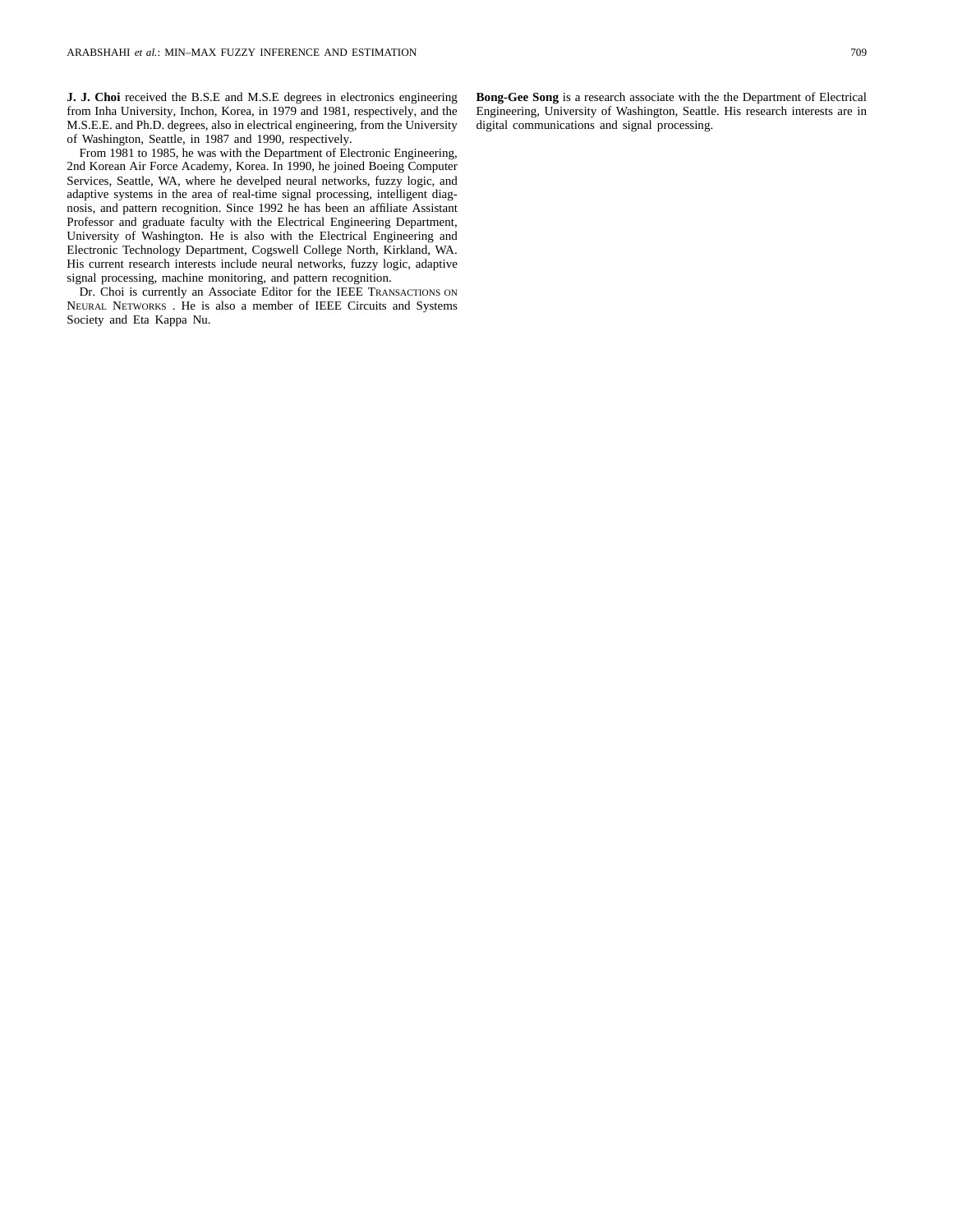**J. J. Choi** received the B.S.E and M.S.E degrees in electronics engineering from Inha University, Inchon, Korea, in 1979 and 1981, respectively, and the M.S.E.E. and Ph.D. degrees, also in electrical engineering, from the University of Washington, Seattle, in 1987 and 1990, respectively.

From 1981 to 1985, he was with the Department of Electronic Engineering, 2nd Korean Air Force Academy, Korea. In 1990, he joined Boeing Computer Services, Seattle, WA, where he develped neural networks, fuzzy logic, and adaptive systems in the area of real-time signal processing, intelligent diagnosis, and pattern recognition. Since 1992 he has been an affiliate Assistant Professor and graduate faculty with the Electrical Engineering Department, University of Washington. He is also with the Electrical Engineering and Electronic Technology Department, Cogswell College North, Kirkland, WA. His current research interests include neural networks, fuzzy logic, adaptive signal processing, machine monitoring, and pattern recognition.

Dr. Choi is currently an Associate Editor for the IEEE TRANSACTIONS ON NEURAL NETWORKS . He is also a member of IEEE Circuits and Systems Society and Eta Kappa Nu.

**Bong-Gee Song** is a research associate with the the Department of Electrical Engineering, University of Washington, Seattle. His research interests are in digital communications and signal processing.